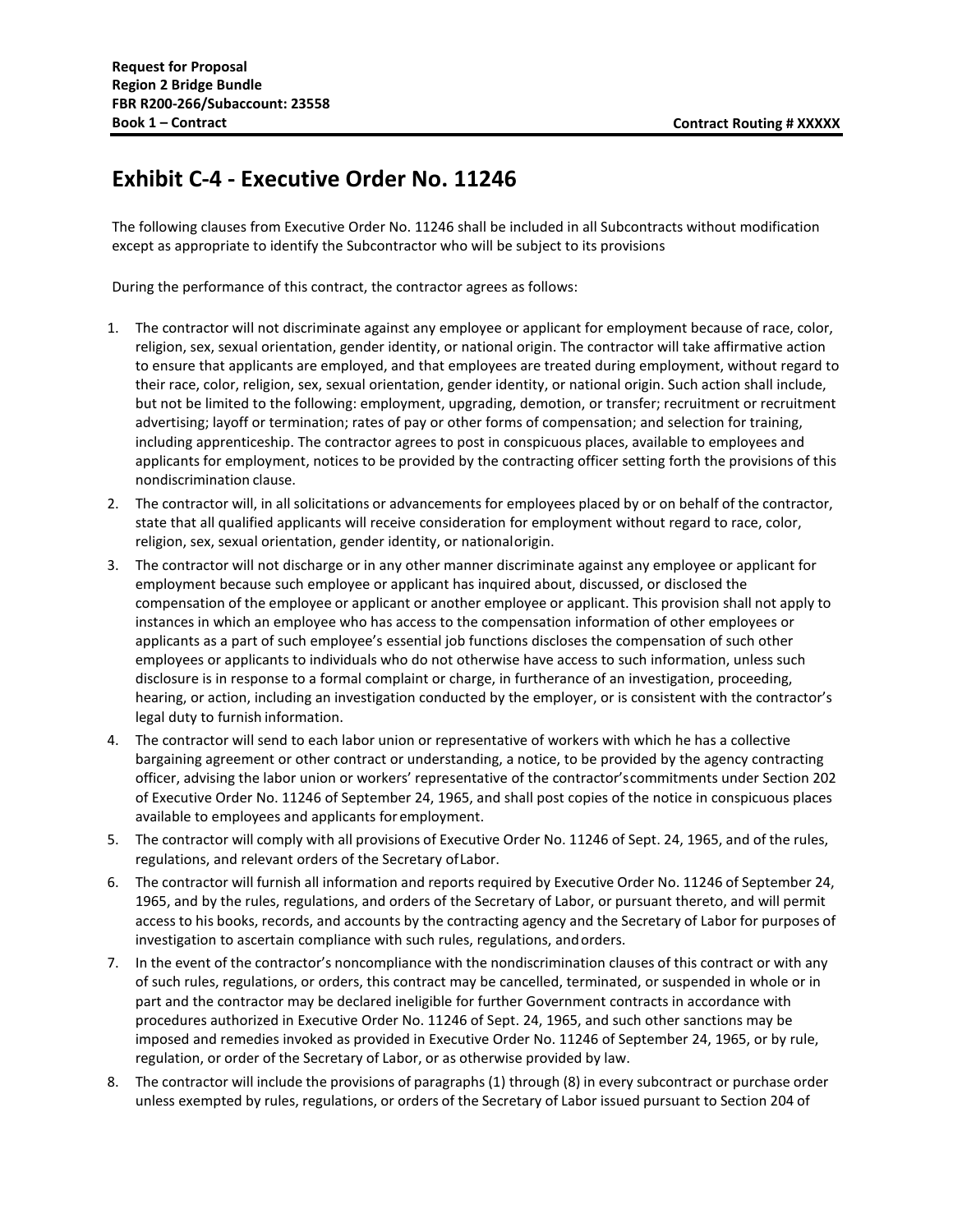# Exhibit C-4 - Executive Order No. 11246

The following clauses from Executive Order No. 11246 shall be included in all Subcontracts without modification except as appropriate to identify the Subcontractor who will be subject to its provisions

During the performance of this contract, the contractor agrees as follows:

1. The contractor will not discriminate against any employee or applicant for employment because of race, color, religion, sex, sexual orientation, gender identity, or national origin. The contractor will take affirmative action to ensure that applicants are employed, and that employees are treated during employment, without regard to their race, color, religion, sex, sexual orientation, gender identity, or national origin. Such action shall include, but not be limited to the following: employment, upgrading, demotion, or transfer; recruitment or recruitment advertising; layoff or termination; rates of pay or other forms of compensation; and selection for training, including apprenticeship. The contractor agrees to post in conspicuous places, available to employees and applicants for employment, notices to be provided by the contracting officer setting forth the provisions of this nondiscrimination clause.
2. The contractor will, in all solicitations or advancements for employees placed by or on behalf of the contractor, state that all qualified applicants will receive consideration for employment without regard to race, color, religion, sex, sexual orientation, gender identity, or national origin.
3. The contractor will not discharge or in any other manner discriminate against any employee or applicant for employment because such employee or applicant has inquired about, discussed, or disclosed the compensation of the employee or applicant or another employee or applicant. This provision shall not apply to instances in which an employee who has access to the compensation information of other employees or applicants as a part of such employee's essential job functions discloses the compensation of such other employees or applicants to individuals who do not otherwise have access to such information, unless such disclosure is in response to a formal complaint or charge, in furtherance of an investigation, proceeding, hearing, or action, including an investigation conducted by the employer, or is consistent with the contractor's legal duty to furnish information.
4. The contractor will send to each labor union or representative of workers with which he has a collective bargaining agreement or other contract or understanding, a notice, to be provided by the agency contracting officer, advising the labor union or workers' representative of the contractor's commitments under Section 202 of Executive Order No. 11246 of September 24, 1965, and shall post copies of the notice in conspicuous places available to employees and applicants for employment.
5. The contractor will comply with all provisions of Executive Order No. 11246 of Sept. 24, 1965, and of the rules, regulations, and relevant orders of the Secretary of Labor.
6. The contractor will furnish all information and reports required by Executive Order No. 11246 of September 24, 1965, and by the rules, regulations, and orders of the Secretary of Labor, or pursuant thereto, and will permit access to his books, records, and accounts by the contracting agency and the Secretary of Labor for purposes of investigation to ascertain compliance with such rules, regulations, and orders.
7. In the event of the contractor's noncompliance with the nondiscrimination clauses of this contract or with any of such rules, regulations, or orders, this contract may be cancelled, terminated, or suspended in whole or in part and the contractor may be declared ineligible for further Government contracts in accordance with procedures authorized in Executive Order No. 11246 of Sept. 24, 1965, and such other sanctions may be imposed and remedies invoked as provided in Executive Order No. 11246 of September 24, 1965, or by rule, regulation, or order of the Secretary of Labor, or as otherwise provided by law.
8. The contractor will include the provisions of paragraphs (1) through (8) in every subcontract or purchase order unless exempted by rules, regulations, or orders of the Secretary of Labor issued pursuant to Section 204 of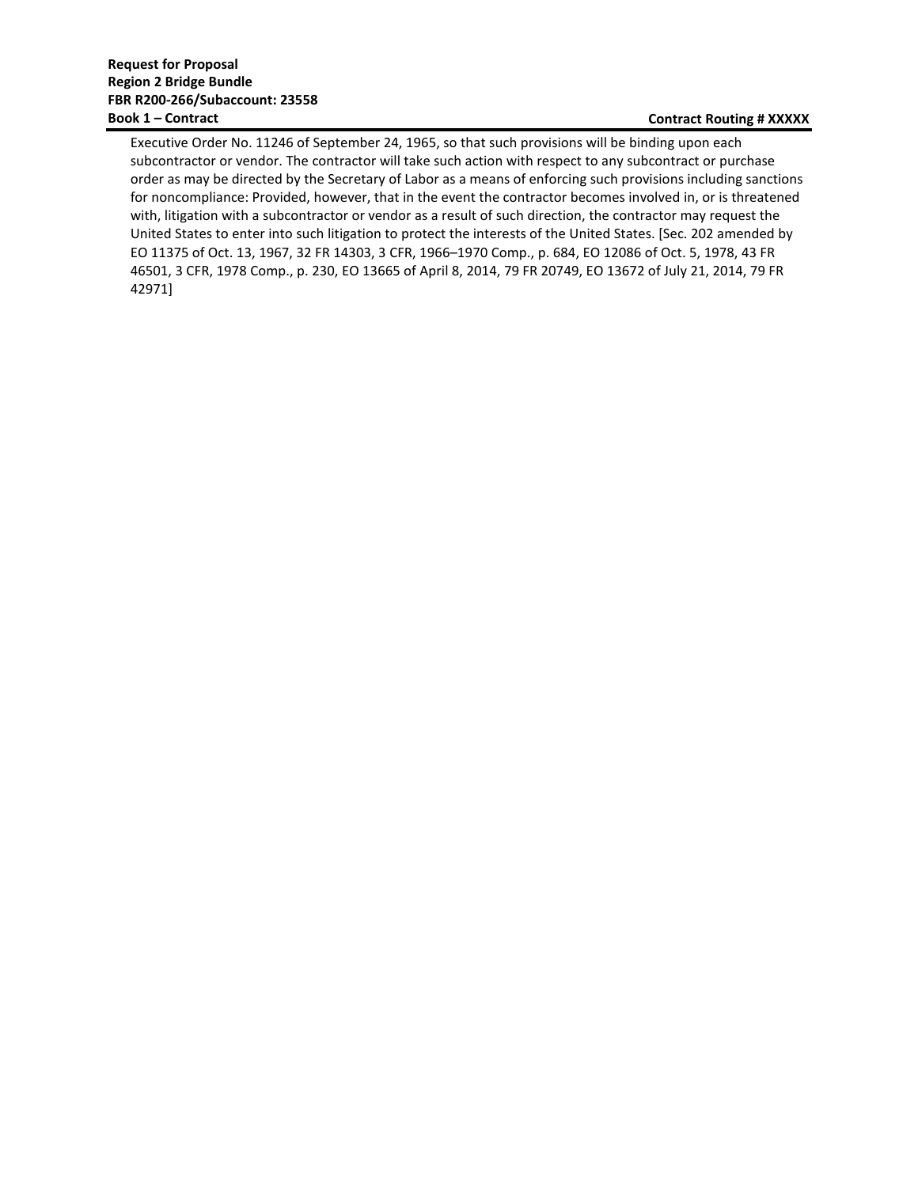Executive Order No. 11246 of September 24, 1965, so that such provisions will be binding upon each subcontractor or vendor. The contractor will take such action with respect to any subcontract or purchase order as may be directed by the Secretary of Labor as a means of enforcing such provisions including sanctions for noncompliance: Provided, however, that in the event the contractor becomes involved in, or is threatened with, litigation with a subcontractor or vendor as a result of such direction, the contractor may request the United States to enter into such litigation to protect the interests of the United States. [Sec. 202 amended by EO 11375 of Oct. 13, 1967, 32 FR 14303, 3 CFR, 1966–1970 Comp., p. 684, EO 12086 of Oct. 5, 1978, 43 FR 46501, 3 CFR, 1978 Comp., p. 230, EO 13665 of April 8, 2014, 79 FR 20749, EO 13672 of July 21, 2014, 79 FR 42971]